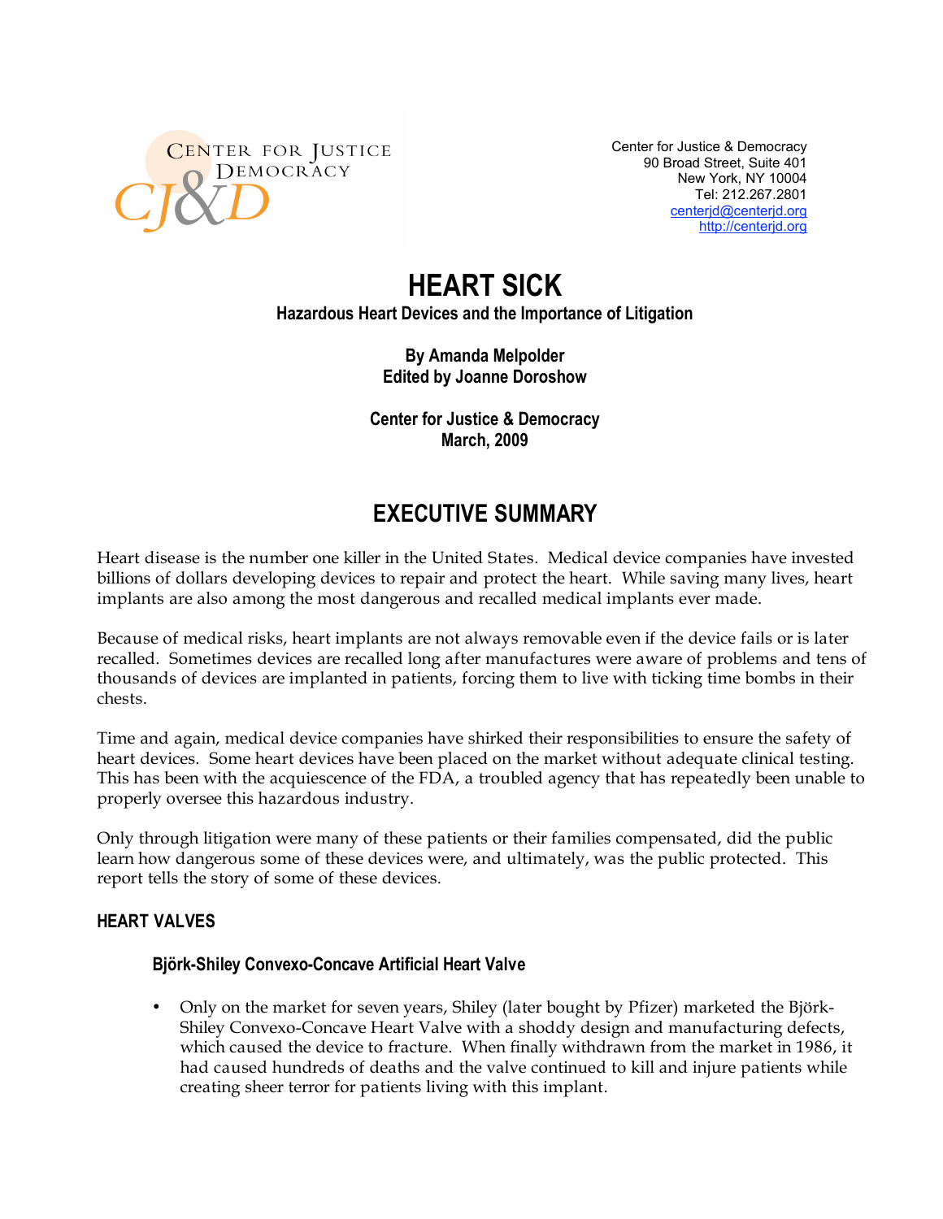CENTER FOR JUSTICE & DEMOCRACY
CJ&D

Center for Justice & Democracy
90 Broad Street, Suite 401
New York, NY 10004
Tel: 212.267.2801
centerjd@centerjd.org
http://centerjd.org

# HEART SICK

**Hazardous Heart Devices and the Importance of Litigation**

**By Amanda Melpolder**
**Edited by Joanne Doroshow**

**Center for Justice & Democracy**
**March, 2009**

## EXECUTIVE SUMMARY

Heart disease is the number one killer in the United States. Medical device companies have invested billions of dollars developing devices to repair and protect the heart. While saving many lives, heart implants are also among the most dangerous and recalled medical implants ever made.

Because of medical risks, heart implants are not always removable even if the device fails or is later recalled. Sometimes devices are recalled long after manufactures were aware of problems and tens of thousands of devices are implanted in patients, forcing them to live with ticking time bombs in their chests.

Time and again, medical device companies have shirked their responsibilities to ensure the safety of heart devices. Some heart devices have been placed on the market without adequate clinical testing. This has been with the acquiescence of the FDA, a troubled agency that has repeatedly been unable to properly oversee this hazardous industry.

Only through litigation were many of these patients or their families compensated, did the public learn how dangerous some of these devices were, and ultimately, was the public protected. This report tells the story of some of these devices.

### HEART VALVES

#### Björk-Shiley Convexo-Concave Artificial Heart Valve

- Only on the market for seven years, Shiley (later bought by Pfizer) marketed the Björk-Shiley Convexo-Concave Heart Valve with a shoddy design and manufacturing defects, which caused the device to fracture. When finally withdrawn from the market in 1986, it had caused hundreds of deaths and the valve continued to kill and injure patients while creating sheer terror for patients living with this implant.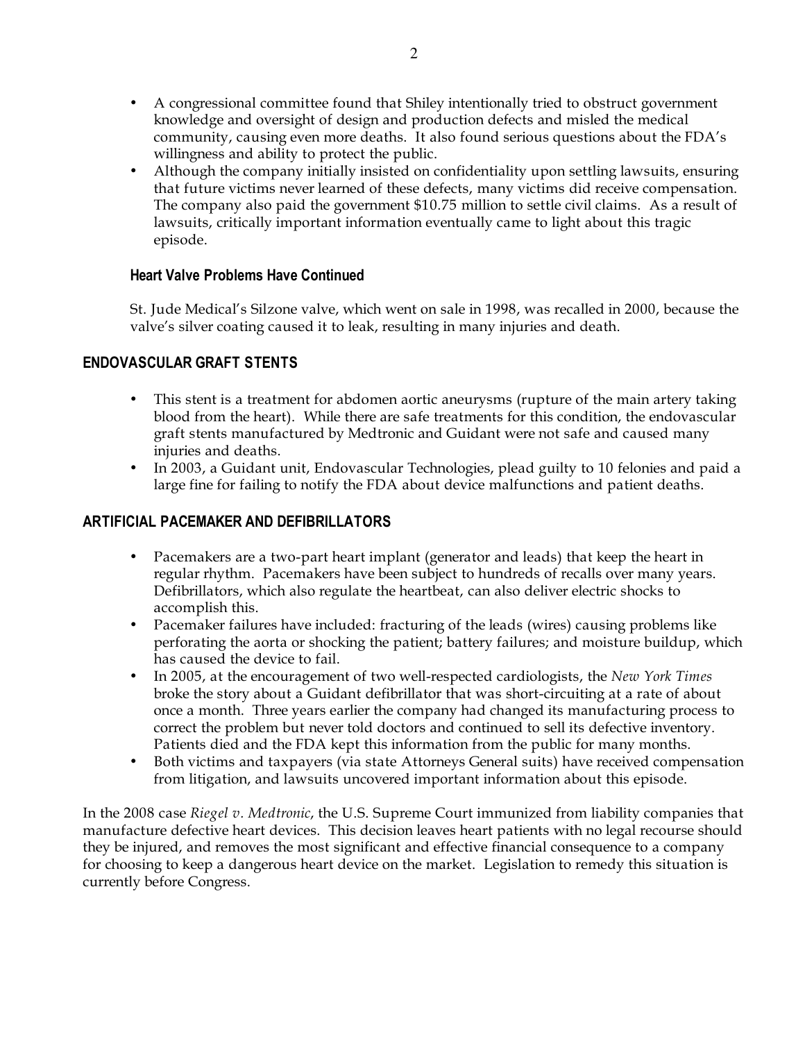- A congressional committee found that Shiley intentionally tried to obstruct government knowledge and oversight of design and production defects and misled the medical community, causing even more deaths. It also found serious questions about the FDA's willingness and ability to protect the public.
- Although the company initially insisted on confidentiality upon settling lawsuits, ensuring that future victims never learned of these defects, many victims did receive compensation. The company also paid the government $10.75 million to settle civil claims. As a result of lawsuits, critically important information eventually came to light about this tragic episode.

### Heart Valve Problems Have Continued

St. Jude Medical's Silzone valve, which went on sale in 1998, was recalled in 2000, because the valve's silver coating caused it to leak, resulting in many injuries and death.

## ENDOVASCULAR GRAFT STENTS

- This stent is a treatment for abdomen aortic aneurysms (rupture of the main artery taking blood from the heart). While there are safe treatments for this condition, the endovascular graft stents manufactured by Medtronic and Guidant were not safe and caused many injuries and deaths.
- In 2003, a Guidant unit, Endovascular Technologies, plead guilty to 10 felonies and paid a large fine for failing to notify the FDA about device malfunctions and patient deaths.

## ARTIFICIAL PACEMAKER AND DEFIBRILLATORS

- Pacemakers are a two-part heart implant (generator and leads) that keep the heart in regular rhythm. Pacemakers have been subject to hundreds of recalls over many years. Defibrillators, which also regulate the heartbeat, can also deliver electric shocks to accomplish this.
- Pacemaker failures have included: fracturing of the leads (wires) causing problems like perforating the aorta or shocking the patient; battery failures; and moisture buildup, which has caused the device to fail.
- In 2005, at the encouragement of two well-respected cardiologists, the *New York Times* broke the story about a Guidant defibrillator that was short-circuiting at a rate of about once a month. Three years earlier the company had changed its manufacturing process to correct the problem but never told doctors and continued to sell its defective inventory. Patients died and the FDA kept this information from the public for many months.
- Both victims and taxpayers (via state Attorneys General suits) have received compensation from litigation, and lawsuits uncovered important information about this episode.

In the 2008 case *Riegel v. Medtronic*, the U.S. Supreme Court immunized from liability companies that manufacture defective heart devices. This decision leaves heart patients with no legal recourse should they be injured, and removes the most significant and effective financial consequence to a company for choosing to keep a dangerous heart device on the market. Legislation to remedy this situation is currently before Congress.